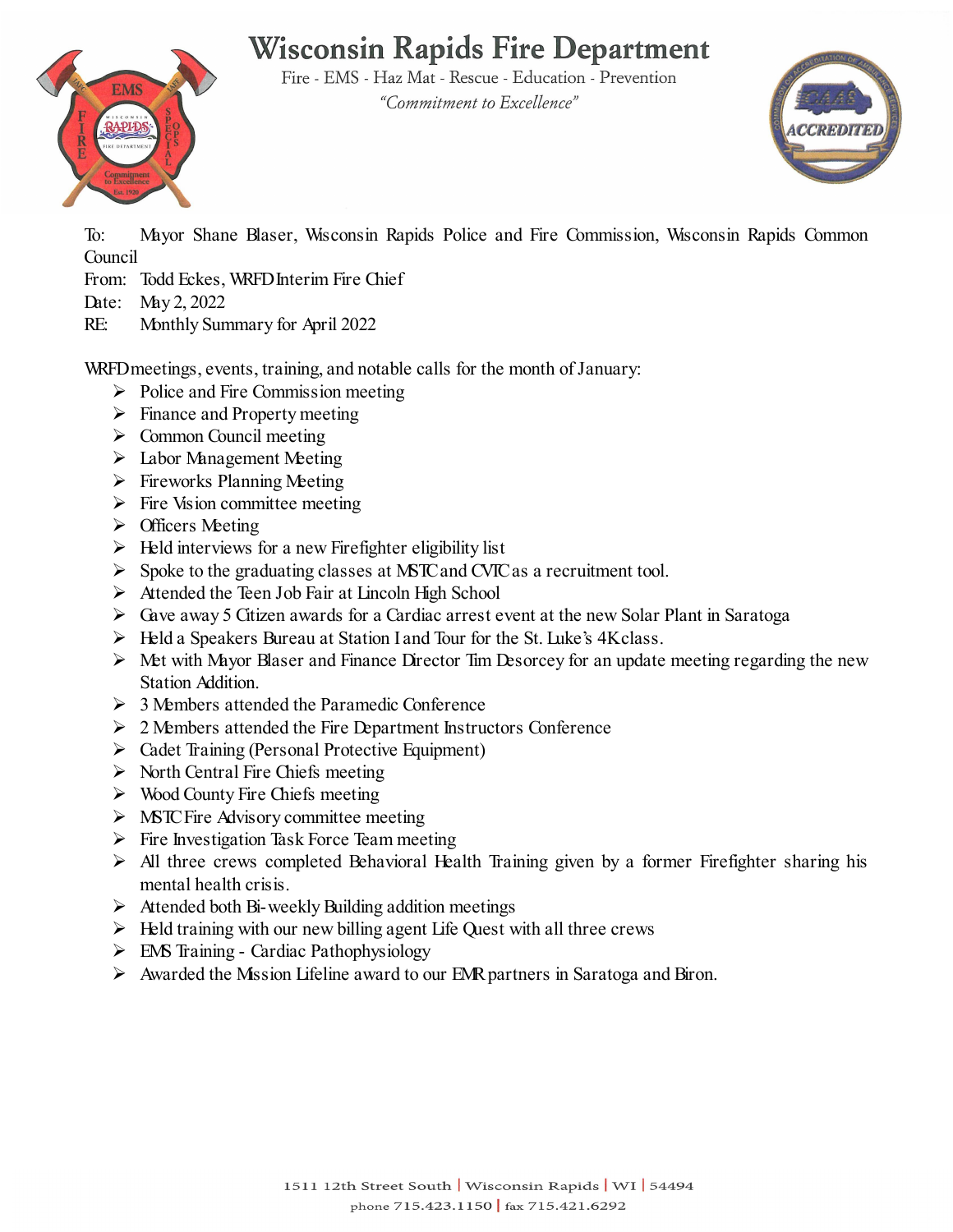# Wisconsin Rapids Fire Department

Fire - EMS - Haz Mat - Rescue - Education - Prevention

*"Commitment to Excellence"*

To: Mayor Shane Blaser, Wisconsin Rapids Police and Fire Commission, Wisconsin Rapids Common Council
From: Todd Eckes, WRFD Interim Fire Chief
Date: May 2, 2022
RE: Monthly Summary for April 2022

WRFD meetings, events, training, and notable calls for the month of January:

- Police and Fire Commission meeting
- Finance and Property meeting
- Common Council meeting
- Labor Management Meeting
- Fireworks Planning Meeting
- Fire Vision committee meeting
- Officers Meeting
- Held interviews for a new Firefighter eligibility list
- Spoke to the graduating classes at MSTC and CVTC as a recruitment tool.
- Attended the Teen Job Fair at Lincoln High School
- Gave away 5 Citizen awards for a Cardiac arrest event at the new Solar Plant in Saratoga
- Held a Speakers Bureau at Station I and Tour for the St. Luke's 4K class.
- Met with Mayor Blaser and Finance Director Tim Desorcey for an update meeting regarding the new Station Addition.
- 3 Members attended the Paramedic Conference
- 2 Members attended the Fire Department Instructors Conference
- Cadet Training (Personal Protective Equipment)
- North Central Fire Chiefs meeting
- Wood County Fire Chiefs meeting
- MSTC Fire Advisory committee meeting
- Fire Investigation Task Force Team meeting
- All three crews completed Behavioral Health Training given by a former Firefighter sharing his mental health crisis.
- Attended both Bi-weekly Building addition meetings
- Held training with our new billing agent Life Quest with all three crews
- EMS Training - Cardiac Pathophysiology
- Awarded the Mission Lifeline award to our EMR partners in Saratoga and Biron.

1511 12th Street South | Wisconsin Rapids | WI | 54494
phone 715.423.1150 | fax 715.421.6292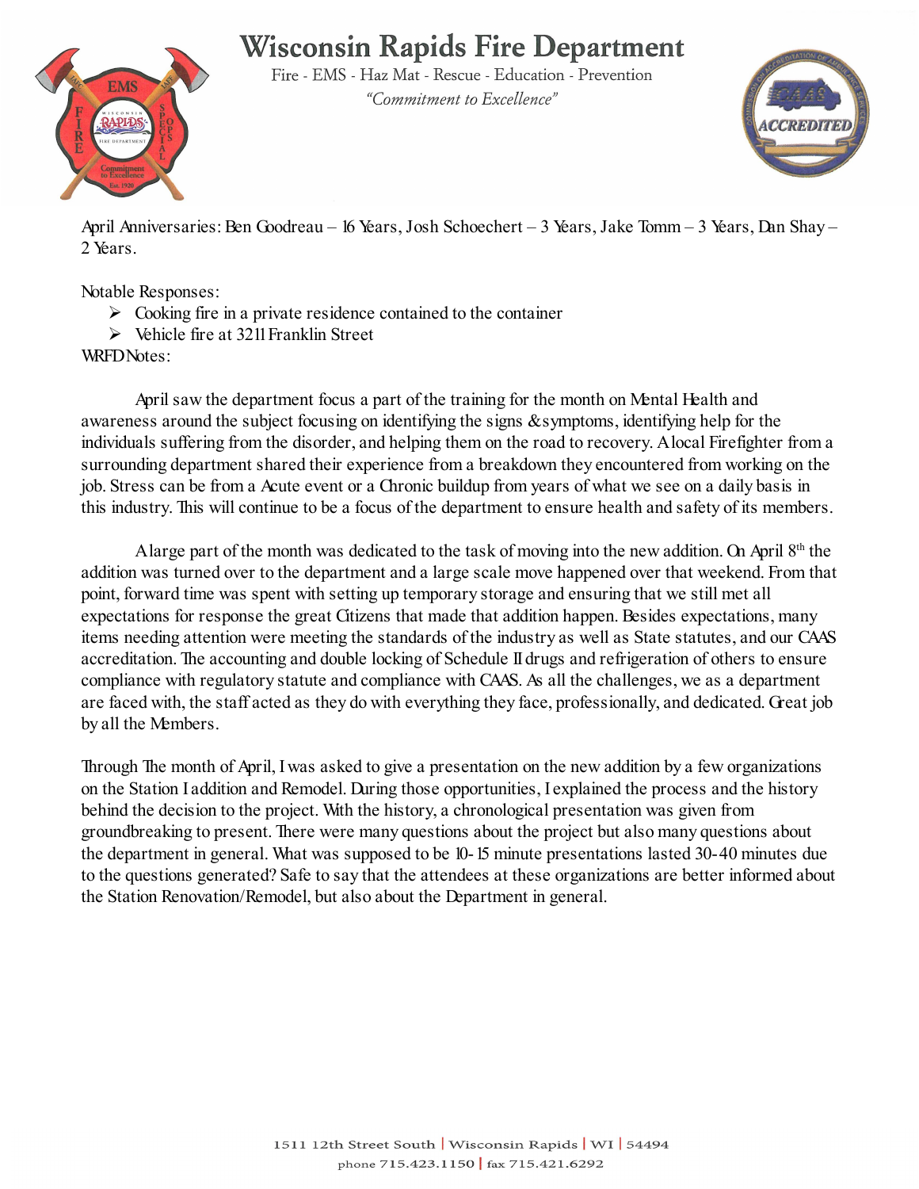April Anniversaries: Ben Goodreau – 16 Years, Josh Schoechert – 3 Years, Jake Tomm – 3 Years, Dan Shay – 2 Years.

Notable Responses:

- Cooking fire in a private residence contained to the container
- Vehicle fire at 3211 Franklin Street

WRFD Notes:

April saw the department focus a part of the training for the month on Mental Health and awareness around the subject focusing on identifying the signs & symptoms, identifying help for the individuals suffering from the disorder, and helping them on the road to recovery. A local Firefighter from a surrounding department shared their experience from a breakdown they encountered from working on the job. Stress can be from a Acute event or a Chronic buildup from years of what we see on a daily basis in this industry. This will continue to be a focus of the department to ensure health and safety of its members.

A large part of the month was dedicated to the task of moving into the new addition. On April 8th the addition was turned over to the department and a large scale move happened over that weekend. From that point, forward time was spent with setting up temporary storage and ensuring that we still met all expectations for response the great Citizens that made that addition happen. Besides expectations, many items needing attention were meeting the standards of the industry as well as State statutes, and our CAAS accreditation. The accounting and double locking of Schedule II drugs and refrigeration of others to ensure compliance with regulatory statute and compliance with CAAS. As all the challenges, we as a department are faced with, the staff acted as they do with everything they face, professionally, and dedicated. Great job by all the Members.

Through The month of April, I was asked to give a presentation on the new addition by a few organizations on the Station I addition and Remodel. During those opportunities, I explained the process and the history behind the decision to the project. With the history, a chronological presentation was given from groundbreaking to present. There were many questions about the project but also many questions about the department in general. What was supposed to be 10-15 minute presentations lasted 30-40 minutes due to the questions generated? Safe to say that the attendees at these organizations are better informed about the Station Renovation/Remodel, but also about the Department in general.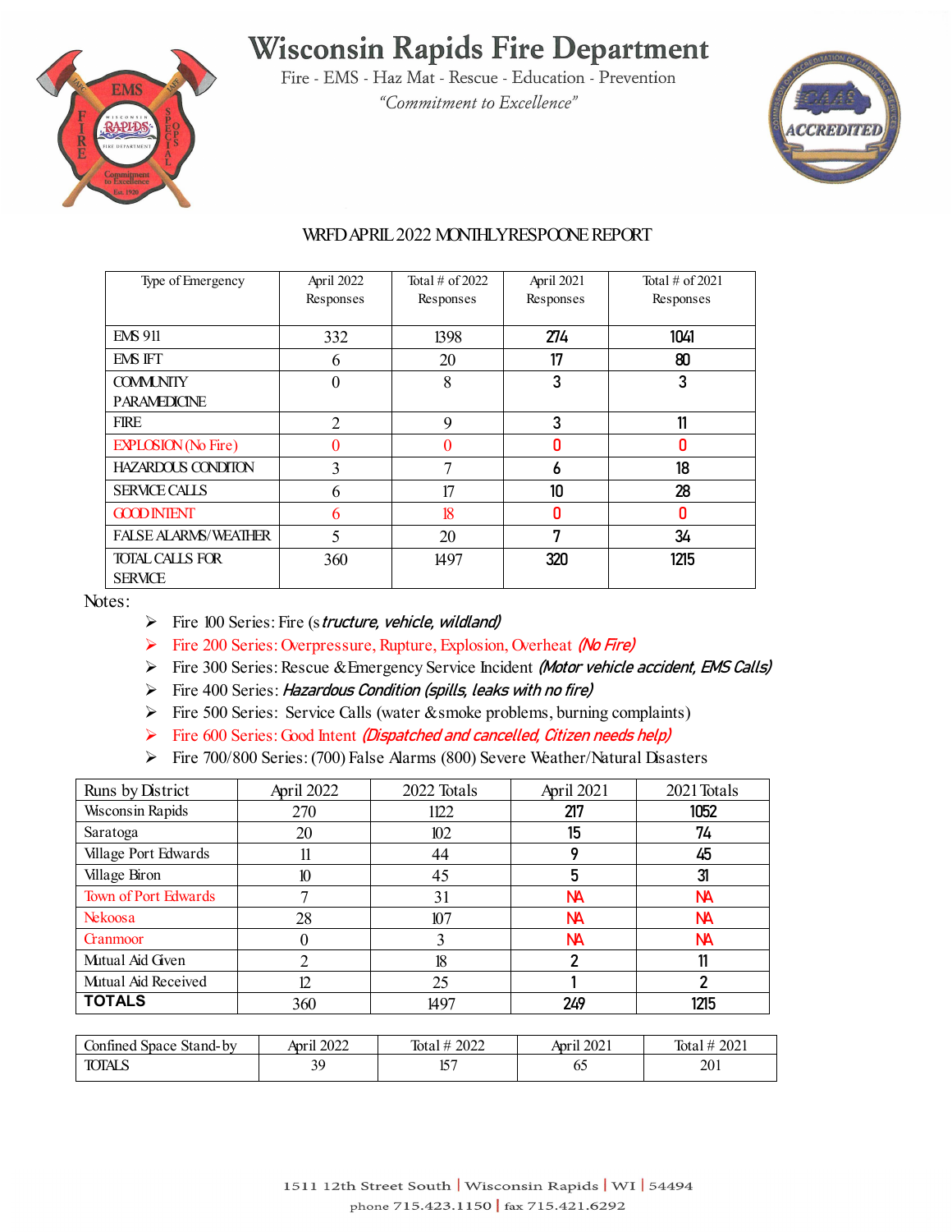# Wisconsin Rapids Fire Department

Fire - EMS - Haz Mat - Rescue - Education - Prevention

*"Commitment to Excellence"*

## WRFD APRIL 2022 MONTHLY RESPOONE REPORT

| Type of Emergency | April 2022 Responses | Total # of 2022 Responses | April 2021 Responses | Total # of 2021 Responses |
|---|---|---|---|---|
| EMS 911 | 332 | 1398 | 274 | 1041 |
| EMS IFT | 6 | 20 | 17 | 80 |
| COMMUNITY PARAMEDICINE | 0 | 8 | 3 | 3 |
| FIRE | 2 | 9 | 3 | 11 |
| EXPLOSION (No Fire) | 0 | 0 | 0 | 0 |
| HAZARDOUS CONDITON | 3 | 7 | 6 | 18 |
| SERVICE CALLS | 6 | 17 | 10 | 28 |
| GOOD INTENT | 6 | 18 | 0 | 0 |
| FALSE ALARMS/WEATHER | 5 | 20 | 7 | 34 |
| TOTAL CALLS FOR SERVICE | 360 | 1497 | 320 | 1215 |

Notes:

- Fire 100 Series: Fire (s*tructure, vehicle, wildland)*
- Fire 200 Series: Overpressure, Rupture, Explosion, Overheat *(No Fire)*
- Fire 300 Series: Rescue & Emergency Service Incident *(Motor vehicle accident, EMS Calls)*
- Fire 400 Series: *Hazardous Condition (spills, leaks with no fire)*
- Fire 500 Series: Service Calls (water & smoke problems, burning complaints)
- Fire 600 Series: Good Intent *(Dispatched and cancelled, Citizen needs help)*
- Fire 700/800 Series: (700) False Alarms (800) Severe Weather/Natural Disasters

| Runs by District | April 2022 | 2022 Totals | April 2021 | 2021 Totals |
|---|---|---|---|---|
| Wisconsin Rapids | 270 | 1122 | 217 | 1052 |
| Saratoga | 20 | 102 | 15 | 74 |
| Village Port Edwards | 11 | 44 | 9 | 45 |
| Village Biron | 10 | 45 | 5 | 31 |
| Town of Port Edwards | 7 | 31 | NA | NA |
| Nekoosa | 28 | 107 | NA | NA |
| Cranmoor | 0 | 3 | NA | NA |
| Mutual Aid Given | 2 | 18 | 2 | 11 |
| Mutual Aid Received | 12 | 25 | 1 | 2 |
| **TOTALS** | 360 | 1497 | 249 | 1215 |

| Confined Space Stand-by | April 2022 | Total # 2022 | April 2021 | Total # 2021 |
|---|---|---|---|---|
| TOTALS | 39 | 157 | 65 | 201 |

1511 12th Street South | Wisconsin Rapids | WI | 54494
phone 715.423.1150 | fax 715.421.6292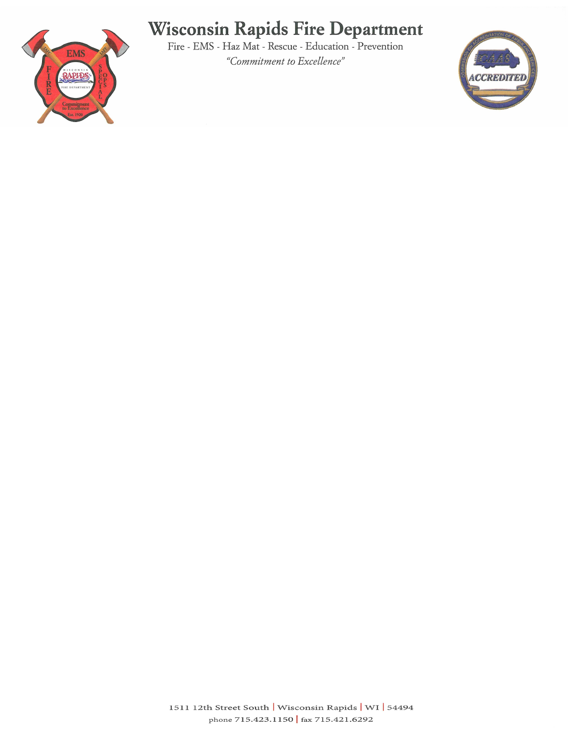# Wisconsin Rapids Fire Department

Fire - EMS - Haz Mat - Rescue - Education - Prevention

*"Commitment to Excellence"*

1511 12th Street South | Wisconsin Rapids | WI | 54494

phone 715.423.1150 | fax 715.421.6292